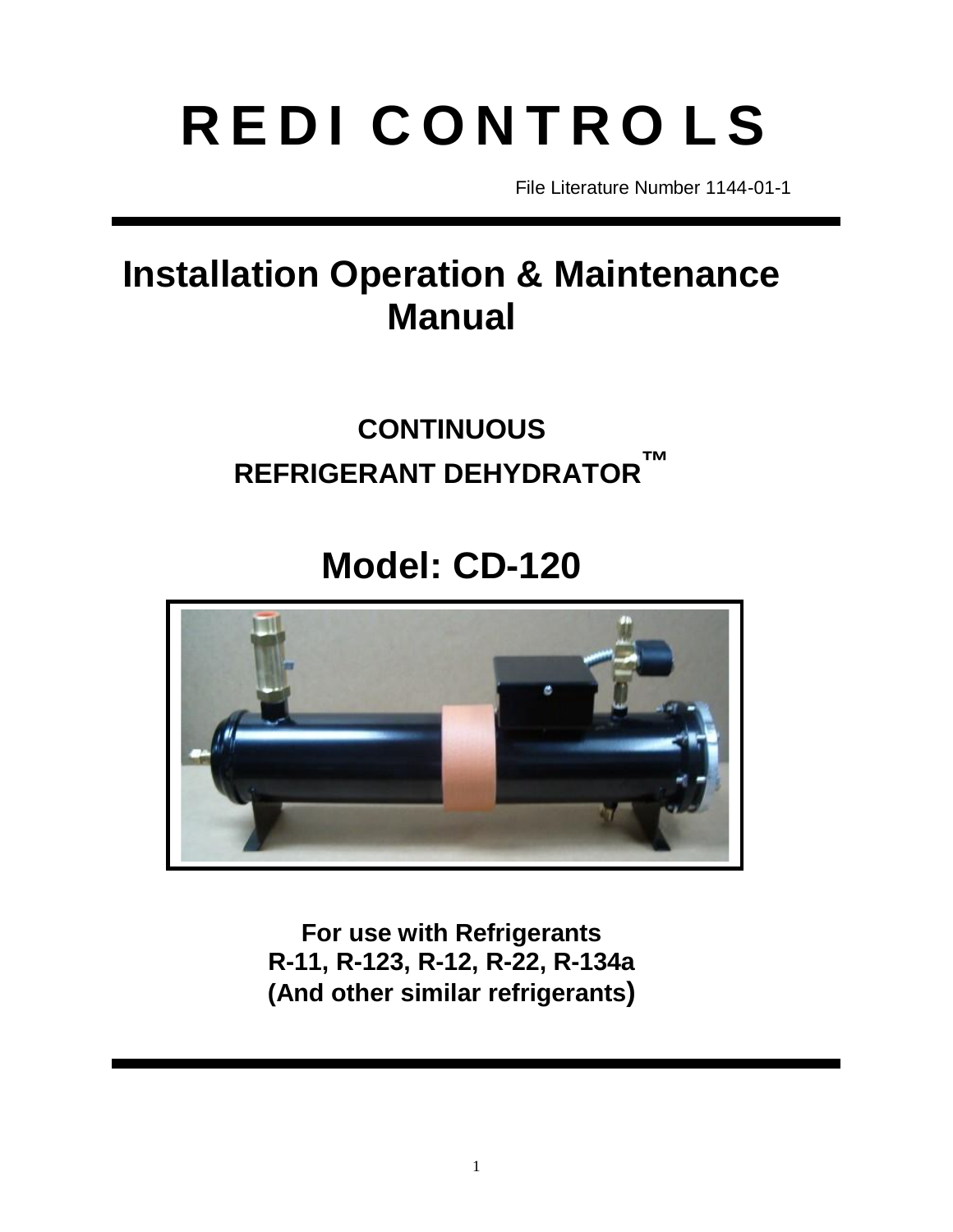# REDI CONTROLS

File Literature Number 1144-01-1

# Installation Operation & Maintenance Manual

## CONTINUOUS REFRIGERANT DEHYDRATOR™

## Model: CD-120

**For use with Refrigerants**
**R-11, R-123, R-12, R-22, R-134a**
**(And other similar refrigerants)**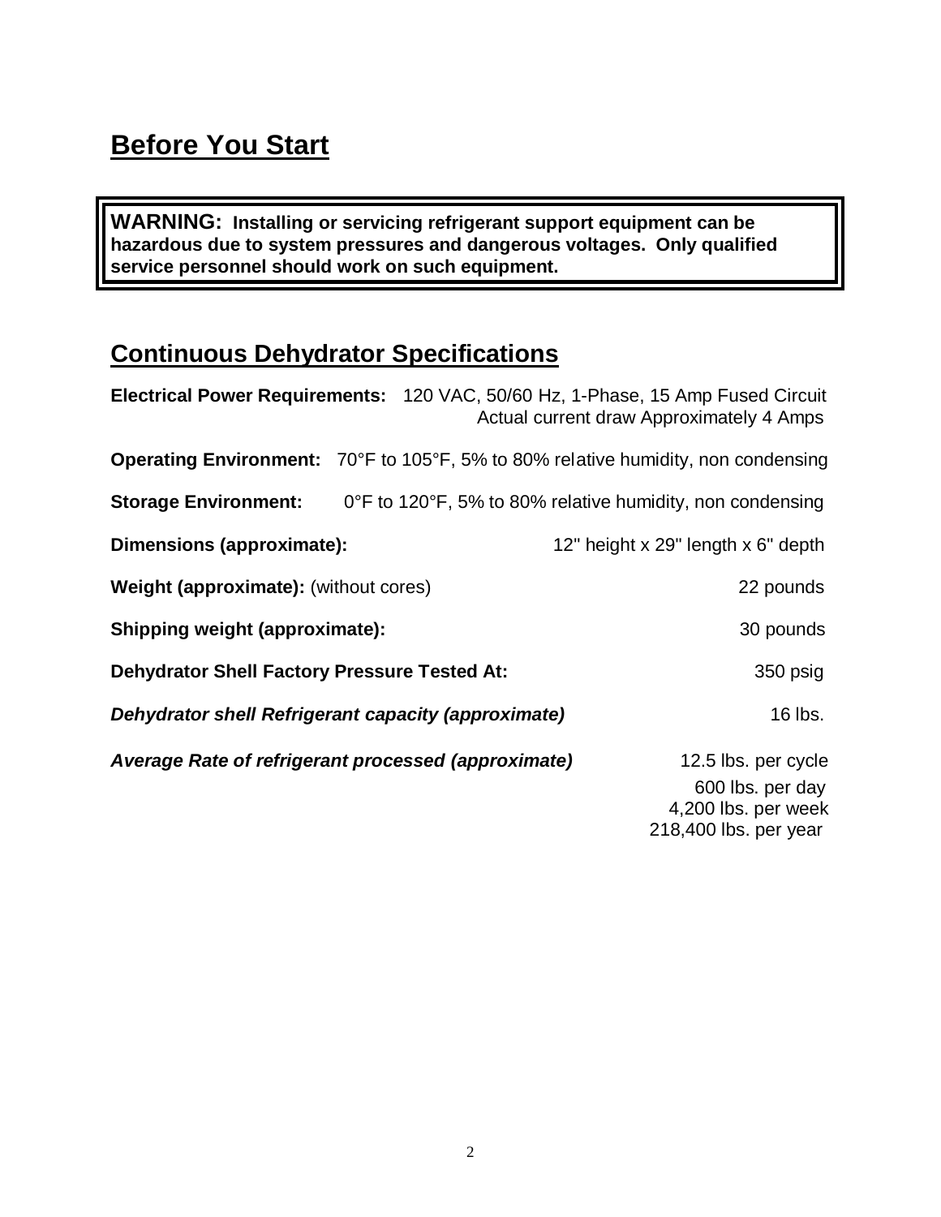# Before You Start

> **WARNING: Installing or servicing refrigerant support equipment can be hazardous due to system pressures and dangerous voltages. Only qualified service personnel should work on such equipment.**

## Continuous Dehydrator Specifications

**Electrical Power Requirements:** 120 VAC, 50/60 Hz, 1-Phase, 15 Amp Fused Circuit
Actual current draw Approximately 4 Amps

**Operating Environment:** 70°F to 105°F, 5% to 80% relative humidity, non condensing

**Storage Environment:** 0°F to 120°F, 5% to 80% relative humidity, non condensing

**Dimensions (approximate):** 12" height x 29" length x 6" depth

**Weight (approximate):** (without cores) 22 pounds

**Shipping weight (approximate):** 30 pounds

**Dehydrator Shell Factory Pressure Tested At:** 350 psig

***Dehydrator shell Refrigerant capacity (approximate)*** 16 lbs.

***Average Rate of refrigerant processed (approximate)*** 12.5 lbs. per cycle
600 lbs. per day
4,200 lbs. per week
218,400 lbs. per year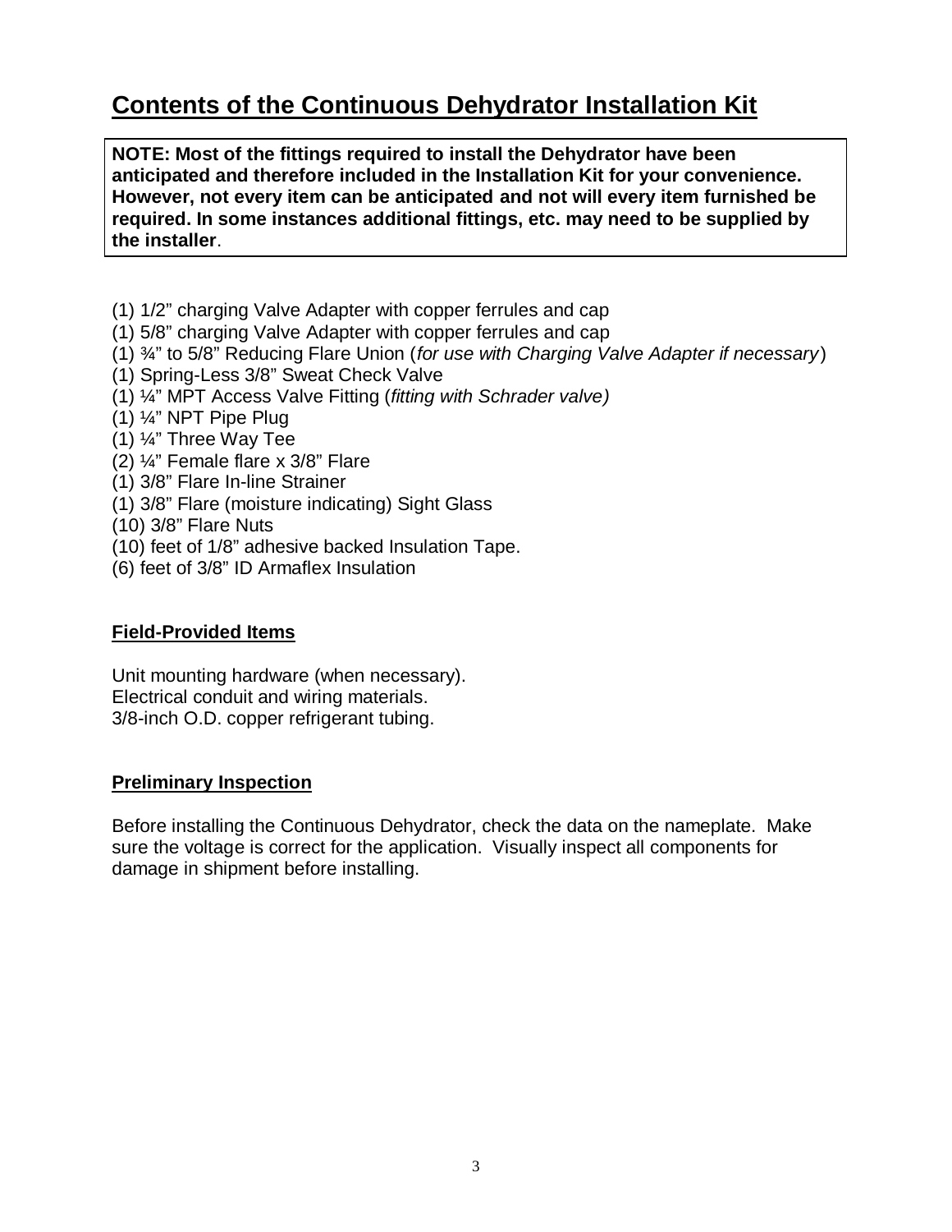# Contents of the Continuous Dehydrator Installation Kit

**NOTE: Most of the fittings required to install the Dehydrator have been anticipated and therefore included in the Installation Kit for your convenience. However, not every item can be anticipated and not will every item furnished be required. In some instances additional fittings, etc. may need to be supplied by the installer**.

(1) 1/2” charging Valve Adapter with copper ferrules and cap
(1) 5/8” charging Valve Adapter with copper ferrules and cap
(1) ¾” to 5/8” Reducing Flare Union (*for use with Charging Valve Adapter if necessary*)
(1) Spring-Less 3/8” Sweat Check Valve
(1) ¼” MPT Access Valve Fitting (*fitting with Schrader valve)*
(1) ¼” NPT Pipe Plug
(1) ¼” Three Way Tee
(2) ¼” Female flare x 3/8” Flare
(1) 3/8” Flare In-line Strainer
(1) 3/8” Flare (moisture indicating) Sight Glass
(10) 3/8” Flare Nuts
(10) feet of 1/8” adhesive backed Insulation Tape.
(6) feet of 3/8” ID Armaflex Insulation

## Field-Provided Items

Unit mounting hardware (when necessary).
Electrical conduit and wiring materials.
3/8-inch O.D. copper refrigerant tubing.

## Preliminary Inspection

Before installing the Continuous Dehydrator, check the data on the nameplate. Make sure the voltage is correct for the application. Visually inspect all components for damage in shipment before installing.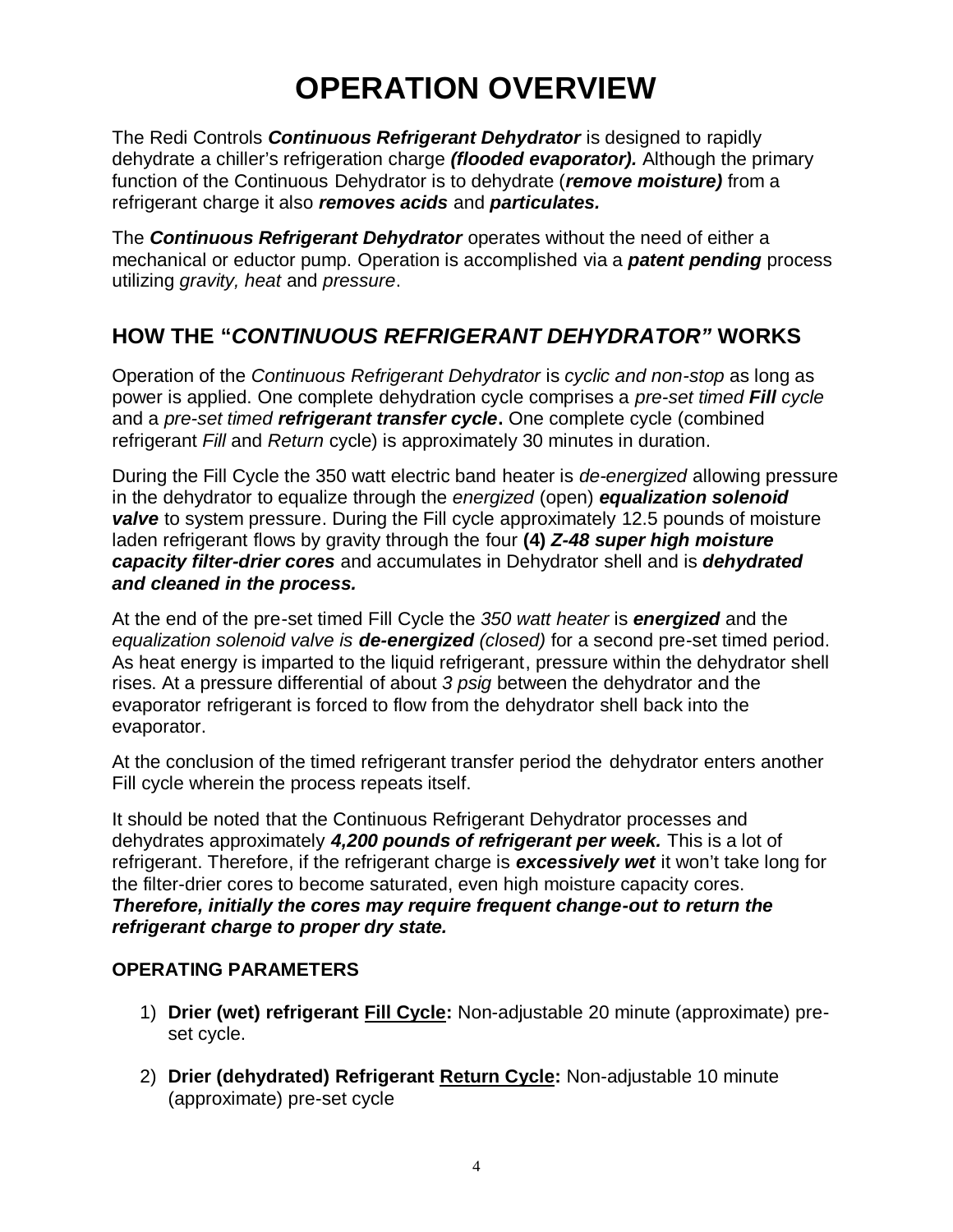# OPERATION OVERVIEW

The Redi Controls ***Continuous Refrigerant Dehydrator*** is designed to rapidly dehydrate a chiller's refrigeration charge ***(flooded evaporator).*** Although the primary function of the Continuous Dehydrator is to dehydrate (***remove moisture)*** from a refrigerant charge it also ***removes acids*** and ***particulates.***

The ***Continuous Refrigerant Dehydrator*** operates without the need of either a mechanical or eductor pump. Operation is accomplished via a ***patent pending*** process utilizing *gravity, heat* and *pressure*.

## HOW THE "*CONTINUOUS REFRIGERANT DEHYDRATOR"* WORKS

Operation of the *Continuous Refrigerant Dehydrator* is *cyclic and non-stop* as long as power is applied. One complete dehydration cycle comprises a *pre-set timed **Fill** cycle* and a *pre-set timed **refrigerant transfer cycle***. One complete cycle (combined refrigerant *Fill* and *Return* cycle) is approximately 30 minutes in duration.

During the Fill Cycle the 350 watt electric band heater is *de-energized* allowing pressure in the dehydrator to equalize through the *energized* (open) ***equalization solenoid valve*** to system pressure. During the Fill cycle approximately 12.5 pounds of moisture laden refrigerant flows by gravity through the four **(4)** ***Z-48 super high moisture capacity filter-drier cores*** and accumulates in Dehydrator shell and is ***dehydrated and cleaned in the process.***

At the end of the pre-set timed Fill Cycle the *350 watt heater* is ***energized*** and the *equalization solenoid valve is **de-energized** (closed)* for a second pre-set timed period. As heat energy is imparted to the liquid refrigerant, pressure within the dehydrator shell rises. At a pressure differential of about *3 psig* between the dehydrator and the evaporator refrigerant is forced to flow from the dehydrator shell back into the evaporator.

At the conclusion of the timed refrigerant transfer period the dehydrator enters another Fill cycle wherein the process repeats itself.

It should be noted that the Continuous Refrigerant Dehydrator processes and dehydrates approximately ***4,200 pounds of refrigerant per week.*** This is a lot of refrigerant. Therefore, if the refrigerant charge is ***excessively wet*** it won't take long for the filter-drier cores to become saturated, even high moisture capacity cores. ***Therefore, initially the cores may require frequent change-out to return the refrigerant charge to proper dry state.***

### OPERATING PARAMETERS

1) **Drier (wet) refrigerant Fill Cycle:** Non-adjustable 20 minute (approximate) pre-set cycle.

2) **Drier (dehydrated) Refrigerant Return Cycle:** Non-adjustable 10 minute (approximate) pre-set cycle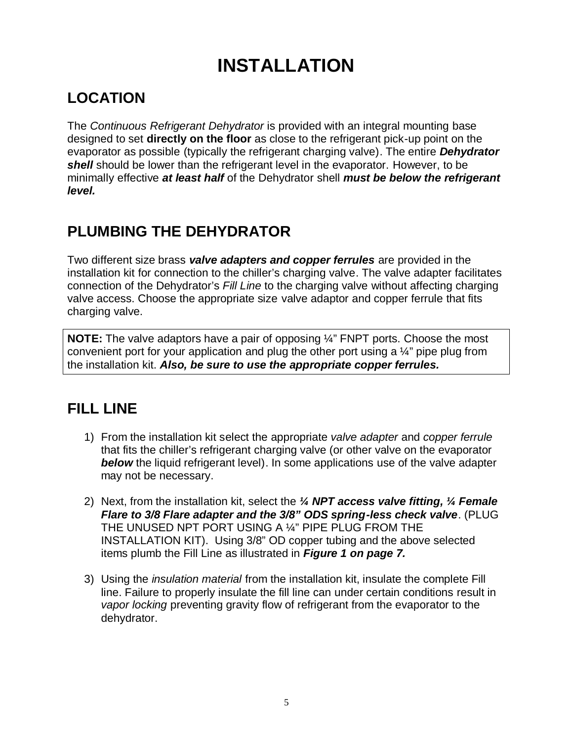# INSTALLATION

## LOCATION

The *Continuous Refrigerant Dehydrator* is provided with an integral mounting base designed to set **directly on the floor** as close to the refrigerant pick-up point on the evaporator as possible (typically the refrigerant charging valve). The entire ***Dehydrator shell*** should be lower than the refrigerant level in the evaporator. However, to be minimally effective ***at least half*** of the Dehydrator shell ***must be below the refrigerant level.***

## PLUMBING THE DEHYDRATOR

Two different size brass ***valve adapters and copper ferrules*** are provided in the installation kit for connection to the chiller's charging valve. The valve adapter facilitates connection of the Dehydrator's *Fill Line* to the charging valve without affecting charging valve access. Choose the appropriate size valve adaptor and copper ferrule that fits charging valve.

> **NOTE:** The valve adaptors have a pair of opposing ¼" FNPT ports. Choose the most convenient port for your application and plug the other port using a ¼" pipe plug from the installation kit. ***Also, be sure to use the appropriate copper ferrules.***

## FILL LINE

1) From the installation kit select the appropriate *valve adapter* and *copper ferrule* that fits the chiller's refrigerant charging valve (or other valve on the evaporator ***below*** the liquid refrigerant level). In some applications use of the valve adapter may not be necessary.

2) Next, from the installation kit, select the ***¼ NPT access valve fitting, ¼ Female Flare to 3/8 Flare adapter and the 3/8" ODS spring-less check valve***. (PLUG THE UNUSED NPT PORT USING A ¼" PIPE PLUG FROM THE INSTALLATION KIT). Using 3/8" OD copper tubing and the above selected items plumb the Fill Line as illustrated in ***Figure 1 on page 7.***

3) Using the *insulation material* from the installation kit, insulate the complete Fill line. Failure to properly insulate the fill line can under certain conditions result in *vapor locking* preventing gravity flow of refrigerant from the evaporator to the dehydrator.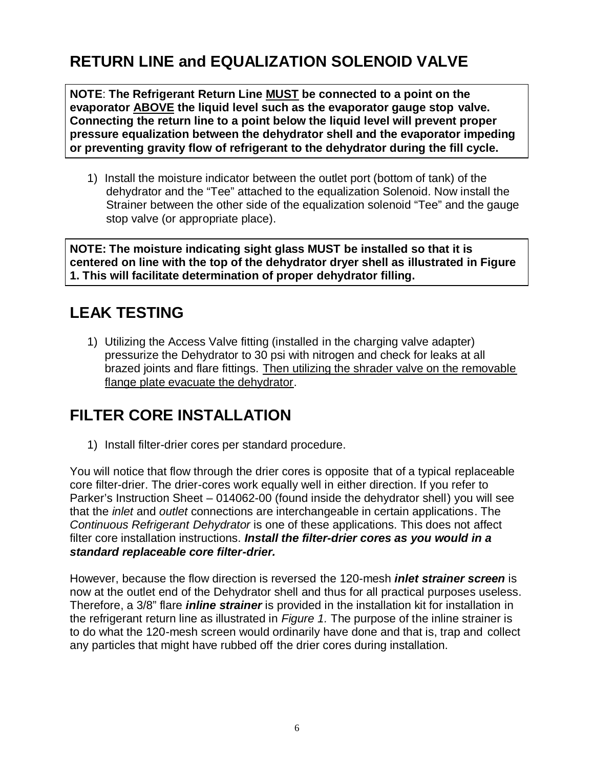## RETURN LINE and EQUALIZATION SOLENOID VALVE

**NOTE**: **The Refrigerant Return Line <u>MUST</u> be connected to a point on the evaporator <u>ABOVE</u> the liquid level such as the evaporator gauge stop valve. Connecting the return line to a point below the liquid level will prevent proper pressure equalization between the dehydrator shell and the evaporator impeding or preventing gravity flow of refrigerant to the dehydrator during the fill cycle.**

1) Install the moisture indicator between the outlet port (bottom of tank) of the dehydrator and the "Tee" attached to the equalization Solenoid. Now install the Strainer between the other side of the equalization solenoid "Tee" and the gauge stop valve (or appropriate place).

**NOTE: The moisture indicating sight glass MUST be installed so that it is centered on line with the top of the dehydrator dryer shell as illustrated in Figure 1. This will facilitate determination of proper dehydrator filling.**

## LEAK TESTING

1) Utilizing the Access Valve fitting (installed in the charging valve adapter) pressurize the Dehydrator to 30 psi with nitrogen and check for leaks at all brazed joints and flare fittings. <u>Then utilizing the shrader valve on the removable flange plate evacuate the dehydrator</u>.

## FILTER CORE INSTALLATION

1) Install filter-drier cores per standard procedure.

You will notice that flow through the drier cores is opposite that of a typical replaceable core filter-drier. The drier-cores work equally well in either direction. If you refer to Parker's Instruction Sheet – 014062-00 (found inside the dehydrator shell) you will see that the *inlet* and *outlet* connections are interchangeable in certain applications. The *Continuous Refrigerant Dehydrator* is one of these applications. This does not affect filter core installation instructions. ***Install the filter-drier cores as you would in a standard replaceable core filter-drier.***

However, because the flow direction is reversed the 120-mesh ***inlet strainer screen*** is now at the outlet end of the Dehydrator shell and thus for all practical purposes useless. Therefore, a 3/8" flare ***inline strainer*** is provided in the installation kit for installation in the refrigerant return line as illustrated in *Figure 1.* The purpose of the inline strainer is to do what the 120-mesh screen would ordinarily have done and that is, trap and collect any particles that might have rubbed off the drier cores during installation.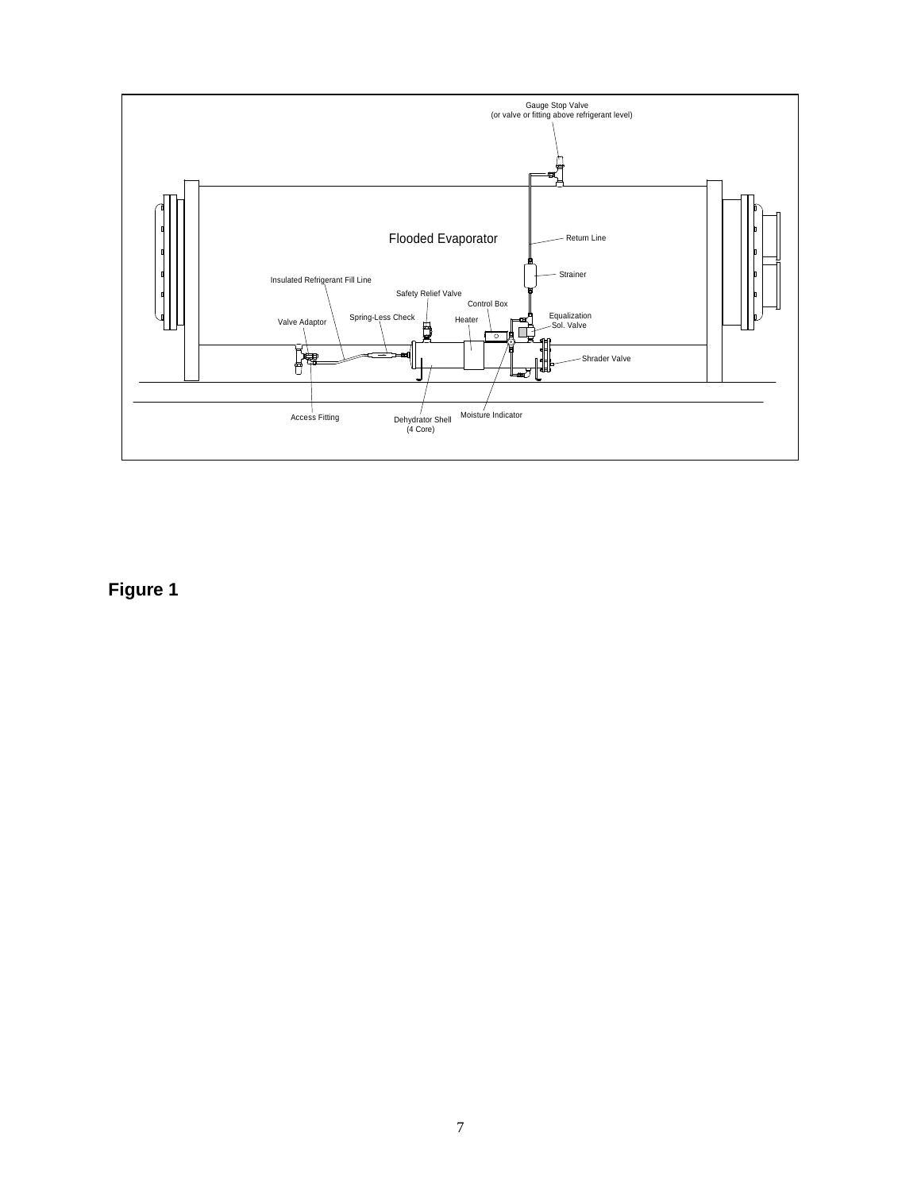Gauge Stop Valve
(or valve or fitting above refrigerant level)

Flooded Evaporator

Return Line

Strainer

Insulated Refrigerant Fill Line

Safety Relief Valve

Control Box

Valve Adaptor

Spring-Less Check

Heater

Equalization
Sol. Valve

Shrader Valve

Access Fitting

Dehydrator Shell
(4 Core)

Moisture Indicator

**Figure 1**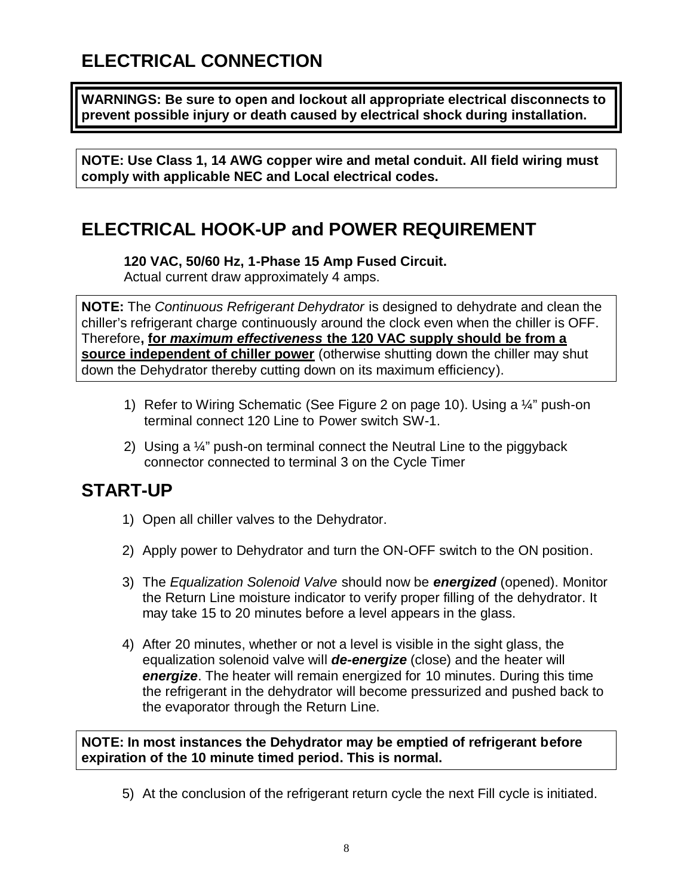# ELECTRICAL CONNECTION

**WARNINGS: Be sure to open and lockout all appropriate electrical disconnects to prevent possible injury or death caused by electrical shock during installation.**

**NOTE: Use Class 1, 14 AWG copper wire and metal conduit. All field wiring must comply with applicable NEC and Local electrical codes.**

# ELECTRICAL HOOK-UP and POWER REQUIREMENT

**120 VAC, 50/60 Hz, 1-Phase 15 Amp Fused Circuit.**
Actual current draw approximately 4 amps.

**NOTE:** The *Continuous Refrigerant Dehydrator* is designed to dehydrate and clean the chiller's refrigerant charge continuously around the clock even when the chiller is OFF. Therefore**, for** ***maximum effectiveness*** **the 120 VAC supply should be from a source independent of chiller power** (otherwise shutting down the chiller may shut down the Dehydrator thereby cutting down on its maximum efficiency).

1) Refer to Wiring Schematic (See Figure 2 on page 10). Using a ¼" push-on terminal connect 120 Line to Power switch SW-1.
2) Using a ¼" push-on terminal connect the Neutral Line to the piggyback connector connected to terminal 3 on the Cycle Timer

# START-UP

1) Open all chiller valves to the Dehydrator.
2) Apply power to Dehydrator and turn the ON-OFF switch to the ON position.
3) The *Equalization Solenoid Valve* should now be ***energized*** (opened). Monitor the Return Line moisture indicator to verify proper filling of the dehydrator. It may take 15 to 20 minutes before a level appears in the glass.
4) After 20 minutes, whether or not a level is visible in the sight glass, the equalization solenoid valve will ***de-energize*** (close) and the heater will ***energize***. The heater will remain energized for 10 minutes. During this time the refrigerant in the dehydrator will become pressurized and pushed back to the evaporator through the Return Line.

**NOTE: In most instances the Dehydrator may be emptied of refrigerant before expiration of the 10 minute timed period. This is normal.**

5) At the conclusion of the refrigerant return cycle the next Fill cycle is initiated.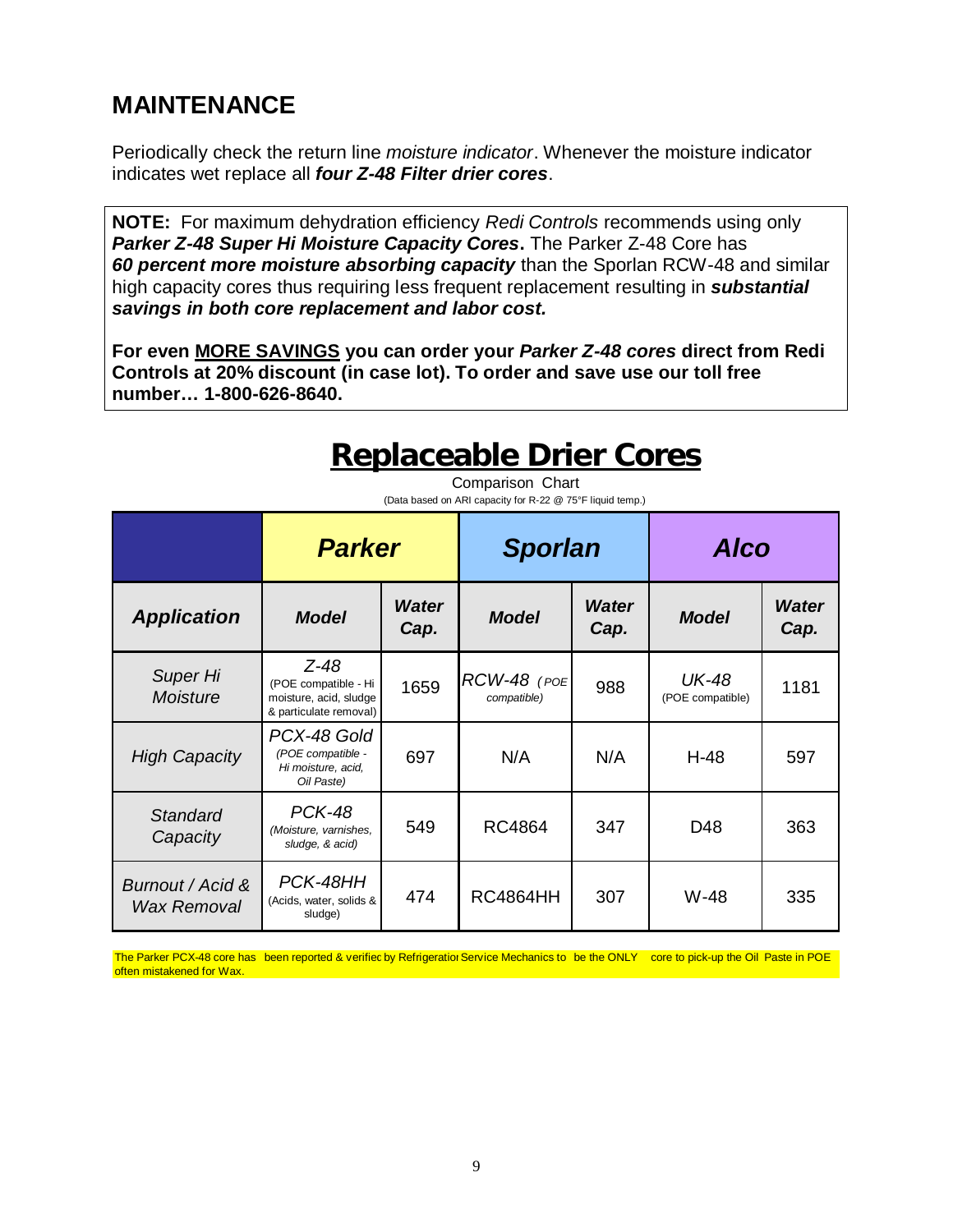## MAINTENANCE

Periodically check the return line *moisture indicator*. Whenever the moisture indicator indicates wet replace all ***four Z-48 Filter drier cores***.

**NOTE:** For maximum dehydration efficiency *Redi Controls* recommends using only ***Parker Z-48 Super Hi Moisture Capacity Cores*.** The Parker Z-48 Core has ***60 percent more moisture absorbing capacity*** than the Sporlan RCW-48 and similar high capacity cores thus requiring less frequent replacement resulting in ***substantial savings in both core replacement and labor cost.***

**For even MORE SAVINGS you can order your *Parker Z-48 cores* direct from Redi Controls at 20% discount (in case lot). To order and save use our toll free number… 1-800-626-8640.**

# Replaceable Drier Cores

Comparison Chart

(Data based on ARI capacity for R-22 @ 75°F liquid temp.)

| | ***Parker*** | | ***Sporlan*** | | ***Alco*** | |
|---|---|---|---|---|---|---|
| ***Application*** | ***Model*** | ***Water Cap.*** | ***Model*** | ***Water Cap.*** | ***Model*** | ***Water Cap.*** |
| *Super Hi Moisture* | *Z-48* (POE compatible - Hi moisture, acid, sludge & particulate removal) | 1659 | *RCW-48 (POE compatible)* | 988 | *UK-48* (POE compatible) | 1181 |
| *High Capacity* | *PCX-48 Gold (POE compatible - Hi moisture, acid, Oil Paste)* | 697 | N/A | N/A | H-48 | 597 |
| *Standard Capacity* | *PCK-48 (Moisture, varnishes, sludge, & acid)* | 549 | RC4864 | 347 | D48 | 363 |
| *Burnout / Acid & Wax Removal* | *PCK-48HH* (Acids, water, solids & sludge) | 474 | RC4864HH | 307 | W-48 | 335 |

The Parker PCX-48 core has been reported & verified by Refrigeration Service Mechanics to be the ONLY core to pick-up the Oil Paste in POE often mistakened for Wax.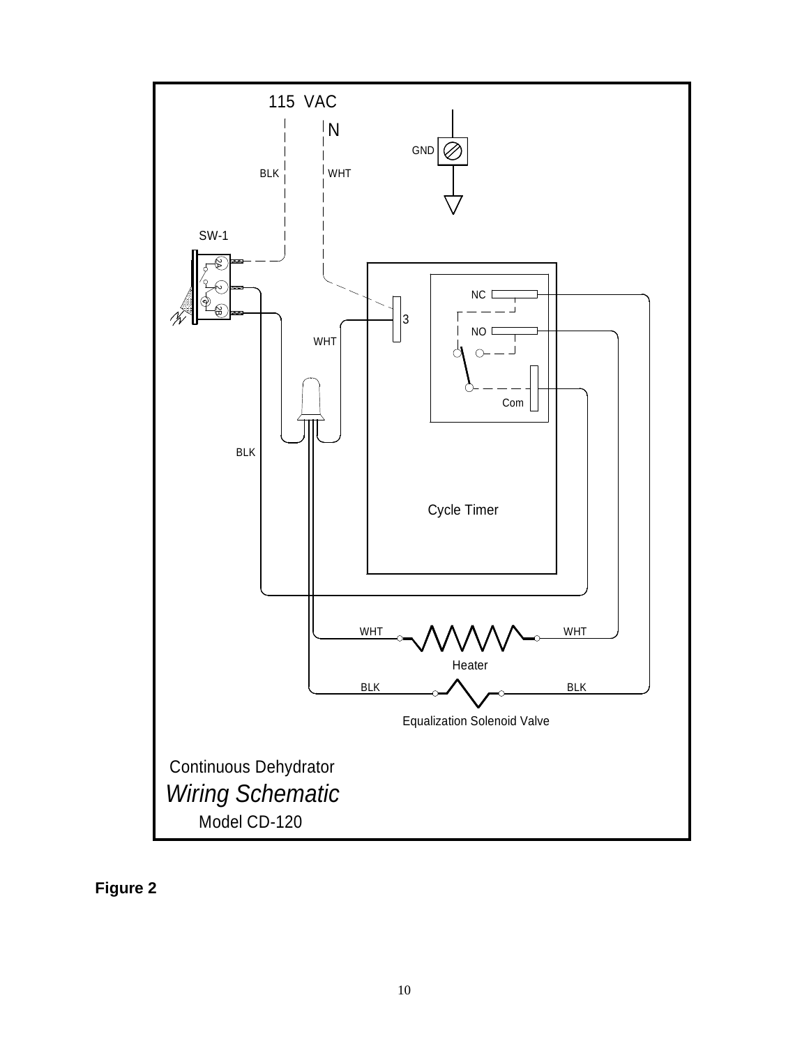Continuous Dehydrator

*Wiring Schematic*

Model CD-120

**Figure 2**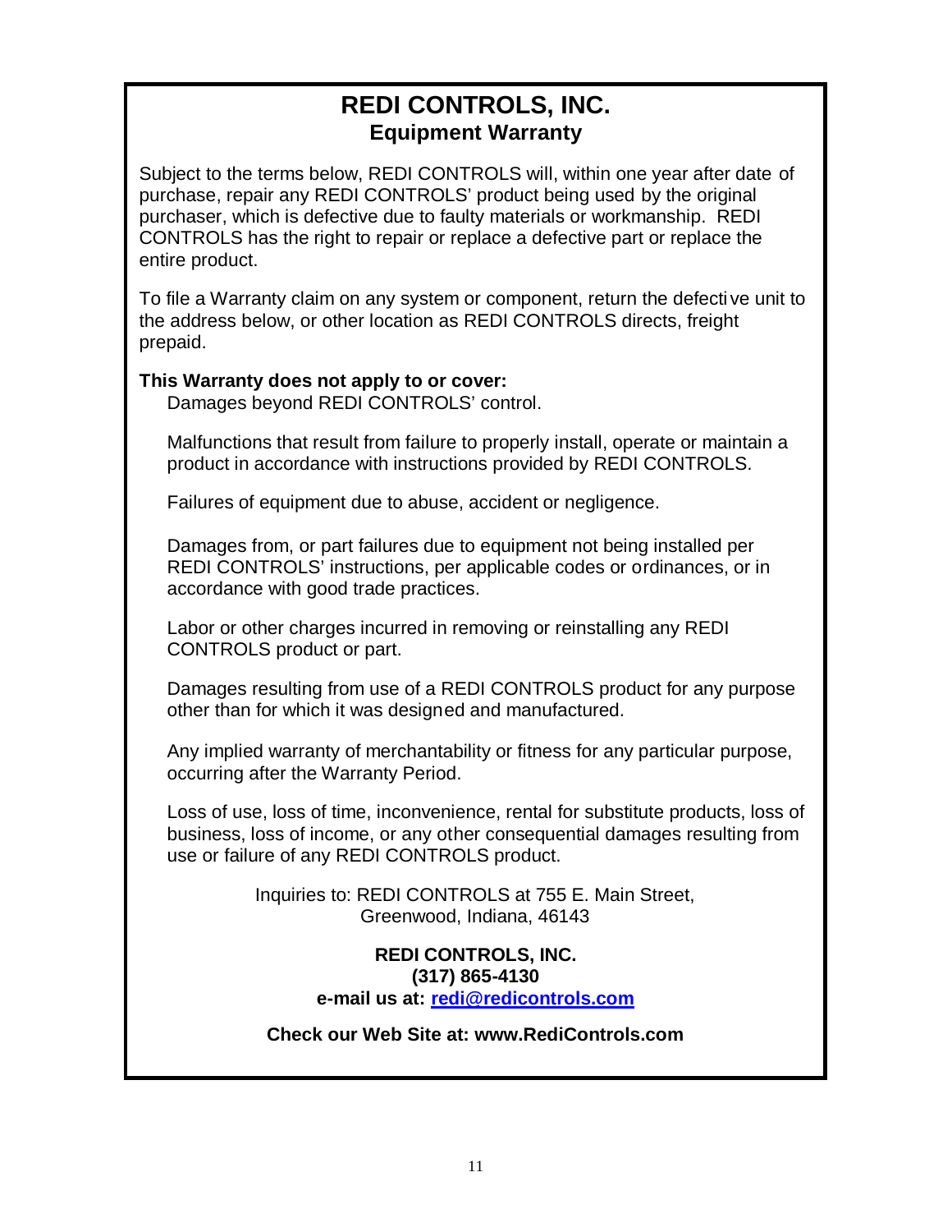# REDI CONTROLS, INC.

## Equipment Warranty

Subject to the terms below, REDI CONTROLS will, within one year after date of purchase, repair any REDI CONTROLS' product being used by the original purchaser, which is defective due to faulty materials or workmanship. REDI CONTROLS has the right to repair or replace a defective part or replace the entire product.

To file a Warranty claim on any system or component, return the defective unit to the address below, or other location as REDI CONTROLS directs, freight prepaid.

**This Warranty does not apply to or cover:**

Damages beyond REDI CONTROLS' control.

Malfunctions that result from failure to properly install, operate or maintain a product in accordance with instructions provided by REDI CONTROLS.

Failures of equipment due to abuse, accident or negligence.

Damages from, or part failures due to equipment not being installed per REDI CONTROLS' instructions, per applicable codes or ordinances, or in accordance with good trade practices.

Labor or other charges incurred in removing or reinstalling any REDI CONTROLS product or part.

Damages resulting from use of a REDI CONTROLS product for any purpose other than for which it was designed and manufactured.

Any implied warranty of merchantability or fitness for any particular purpose, occurring after the Warranty Period.

Loss of use, loss of time, inconvenience, rental for substitute products, loss of business, loss of income, or any other consequential damages resulting from use or failure of any REDI CONTROLS product.

Inquiries to: REDI CONTROLS at 755 E. Main Street, Greenwood, Indiana, 46143

**REDI CONTROLS, INC.**
**(317) 865-4130**
**e-mail us at: redi@redicontrols.com**

**Check our Web Site at: www.RediControls.com**